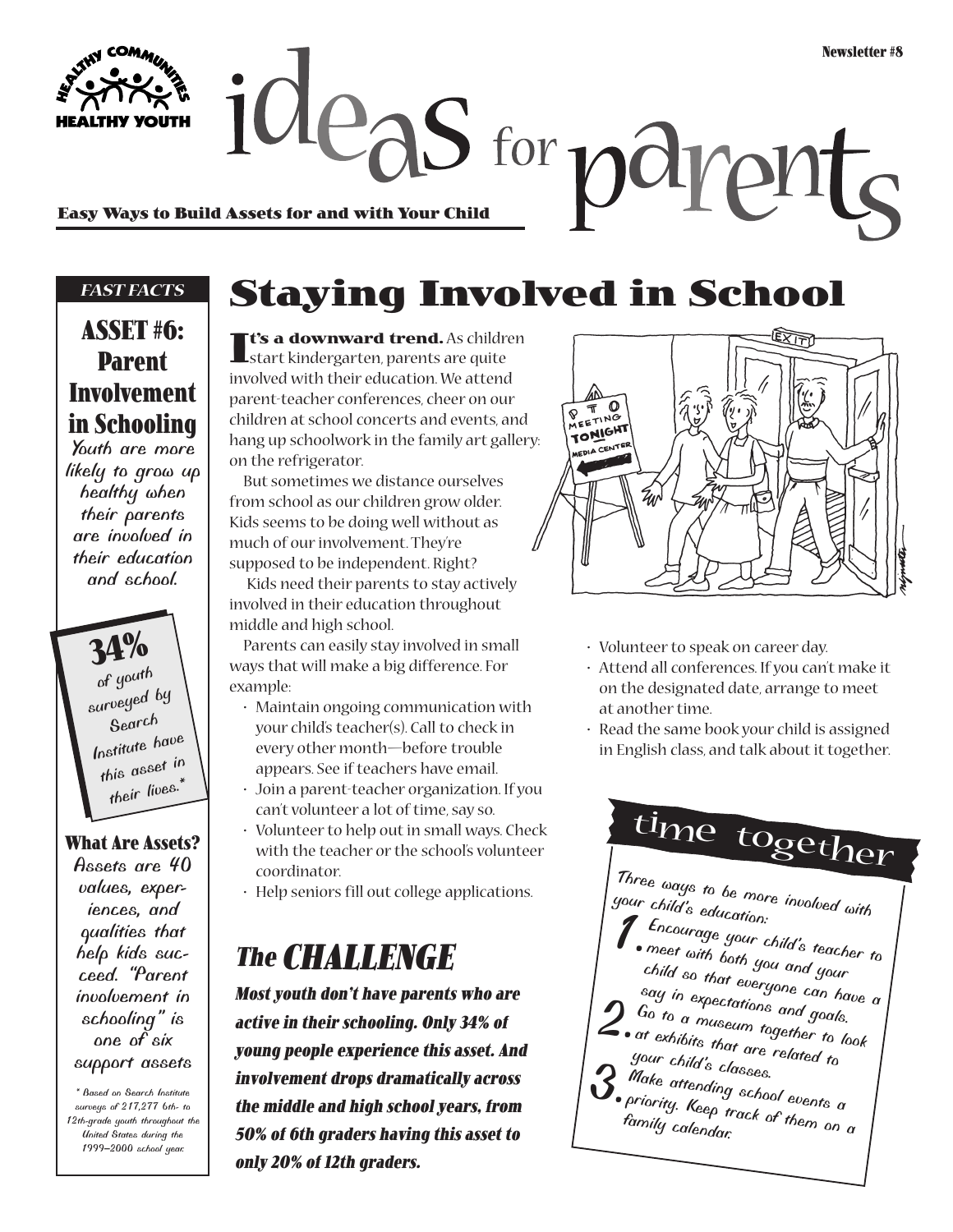# ideas for parents

**Easy Ways to Build Assets for and with Your Child**

Newsletter #8

*FAST FACTS*

## ASSET #6: Parent Involvement in Schooling

Youth are more likely to grow up healthy when their parents are involved in their education and school.

**34%** of youth surveyed by Search Institute have this asset in their lives.*

### What Are Assets?

Assets are 40 values, experiences, and qualities that help kids succeed. "Parent involvement in schooling" is one of six support assets

* Based on Search Institute surveys of 217,277 6th- to 12th-grade youth throughout the United States during the 1999–2000 school year.

# Staying Involved in School

**It's a downward trend.** As children start kindergarten, parents are quite involved with their education. We attend parent-teacher conferences, cheer on our children at school concerts and events, and hang up schoolwork in the family art gallery: on the refrigerator.

But sometimes we distance ourselves from school as our children grow older. Kids seems to be doing well without as much of our involvement. They're supposed to be independent. Right?

Kids need their parents to stay actively involved in their education throughout middle and high school.

Parents can easily stay involved in small ways that will make a big difference. For example:

- Maintain ongoing communication with your child's teacher(s). Call to check in every other month—before trouble appears. See if teachers have email.
- Join a parent-teacher organization. If you can't volunteer a lot of time, say so.
- Volunteer to help out in small ways. Check with the teacher or the school's volunteer coordinator.
- Help seniors fill out college applications.
- Volunteer to speak on career day.
- Attend all conferences. If you can't make it on the designated date, arrange to meet at another time.
- Read the same book your child is assigned in English class, and talk about it together.

## The CHALLENGE

***Most youth don't have parents who are active in their schooling. Only 34% of young people experience this asset. And involvement drops dramatically across the middle and high school years, from 50% of 6th graders having this asset to only 20% of 12th graders.***

## time together

Three ways to be more involved with your child's education:

1. Encourage your child's teacher to meet with both you and your child so that everyone can have a say in expectations and goals.
2. Go to a museum together to look at exhibits that are related to your child's classes.
3. Make attending school events a priority. Keep track of them on a family calendar.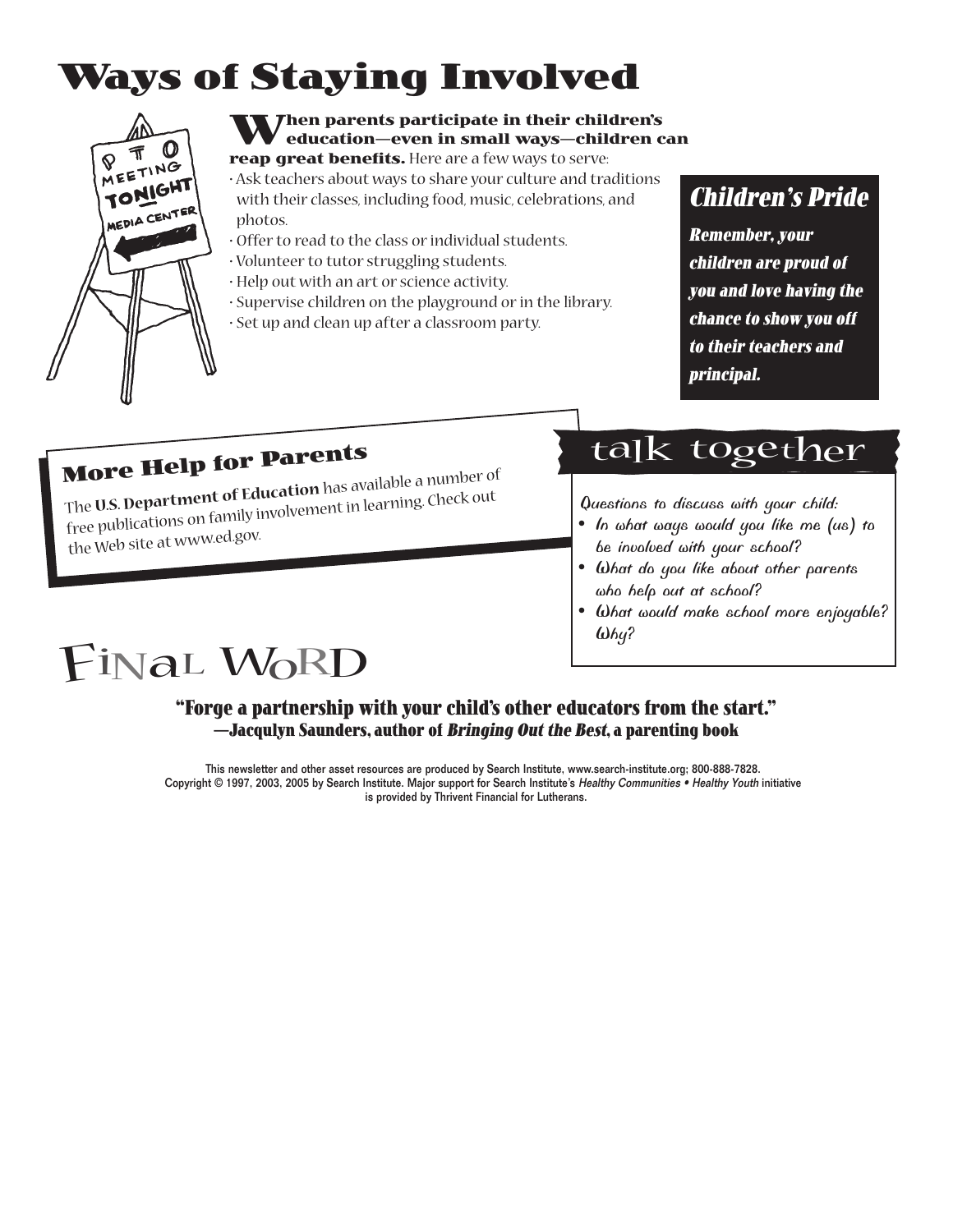# Ways of Staying Involved

**When parents participate in their children's education—even in small ways—children can reap great benefits.** Here are a few ways to serve:

- Ask teachers about ways to share your culture and traditions with their classes, including food, music, celebrations, and photos.
- Offer to read to the class or individual students.
- Volunteer to tutor struggling students.
- Help out with an art or science activity.
- Supervise children on the playground or in the library.
- Set up and clean up after a classroom party.

## Children's Pride

***Remember, your children are proud of you and love having the chance to show you off to their teachers and principal.***

## More Help for Parents

The **U.S. Department of Education** has available a number of free publications on family involvement in learning. Check out the Web site at www.ed.gov.

## talk together

*Questions to discuss with your child:*

- *In what ways would you like me (us) to be involved with your school?*
- *What do you like about other parents who help out at school?*
- *What would make school more enjoyable? Why?*

## Final Word

**"Forge a partnership with your child's other educators from the start."**
**—Jacqulyn Saunders, author of *Bringing Out the Best*, a parenting book**

This newsletter and other asset resources are produced by Search Institute, www.search-institute.org; 800-888-7828.
Copyright © 1997, 2003, 2005 by Search Institute. Major support for Search Institute's *Healthy Communities • Healthy Youth* initiative is provided by Thrivent Financial for Lutherans.